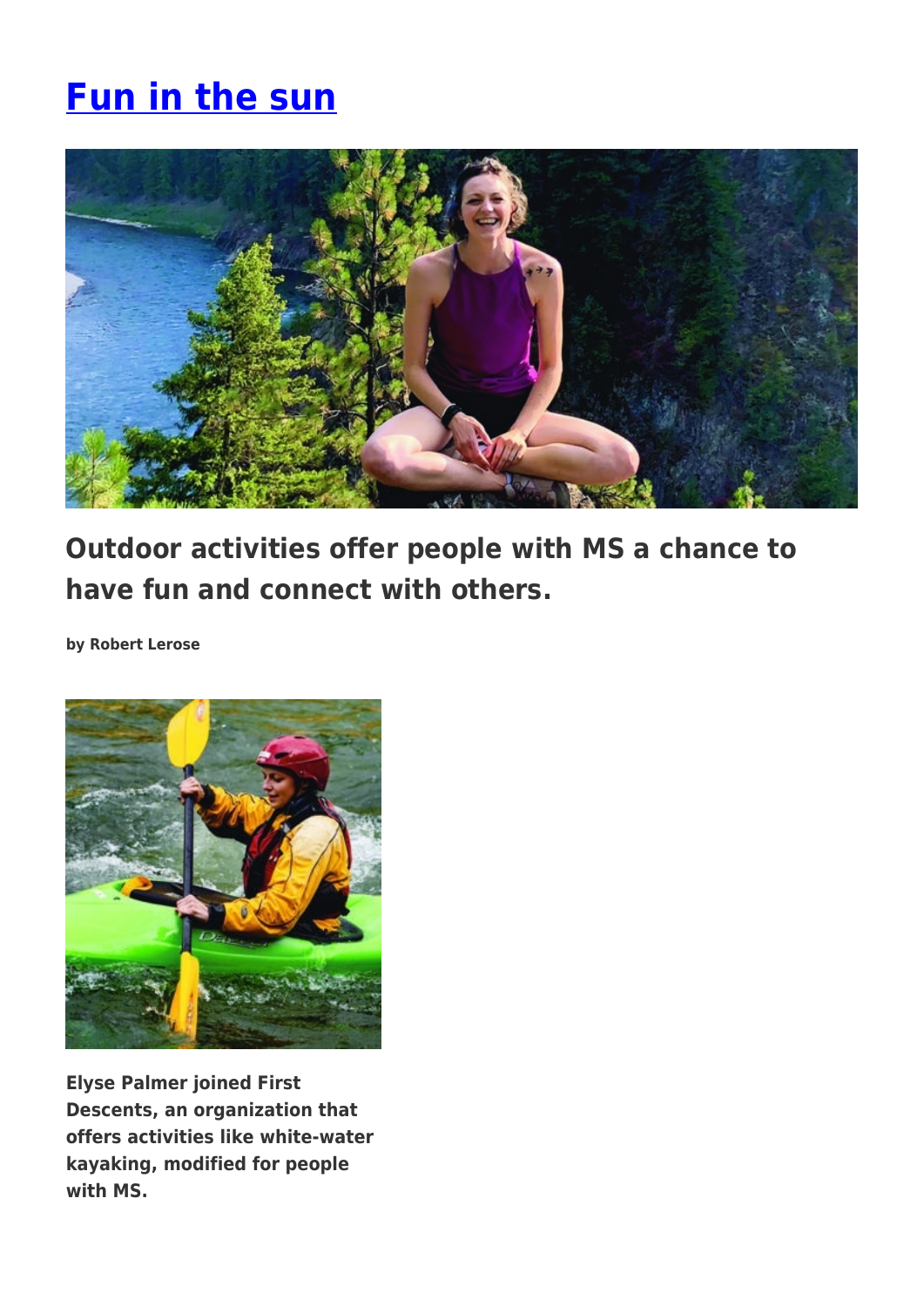# Fun in the sun

## Outdoor activities offer people with MS a chance to have fun and connect with others.

**by Robert Lerose**

**Elyse Palmer joined First Descents, an organization that offers activities like white-water kayaking, modified for people with MS.**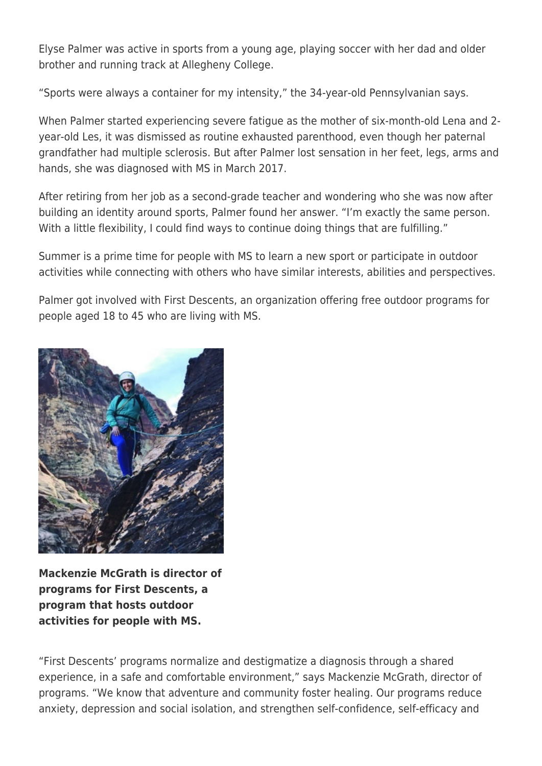Elyse Palmer was active in sports from a young age, playing soccer with her dad and older brother and running track at Allegheny College.

"Sports were always a container for my intensity," the 34-year-old Pennsylvanian says.

When Palmer started experiencing severe fatigue as the mother of six-month-old Lena and 2-year-old Les, it was dismissed as routine exhausted parenthood, even though her paternal grandfather had multiple sclerosis. But after Palmer lost sensation in her feet, legs, arms and hands, she was diagnosed with MS in March 2017.

After retiring from her job as a second-grade teacher and wondering who she was now after building an identity around sports, Palmer found her answer. "I'm exactly the same person. With a little flexibility, I could find ways to continue doing things that are fulfilling."

Summer is a prime time for people with MS to learn a new sport or participate in outdoor activities while connecting with others who have similar interests, abilities and perspectives.

Palmer got involved with First Descents, an organization offering free outdoor programs for people aged 18 to 45 who are living with MS.

**Mackenzie McGrath is director of programs for First Descents, a program that hosts outdoor activities for people with MS.**

"First Descents' programs normalize and destigmatize a diagnosis through a shared experience, in a safe and comfortable environment," says Mackenzie McGrath, director of programs. "We know that adventure and community foster healing. Our programs reduce anxiety, depression and social isolation, and strengthen self-confidence, self-efficacy and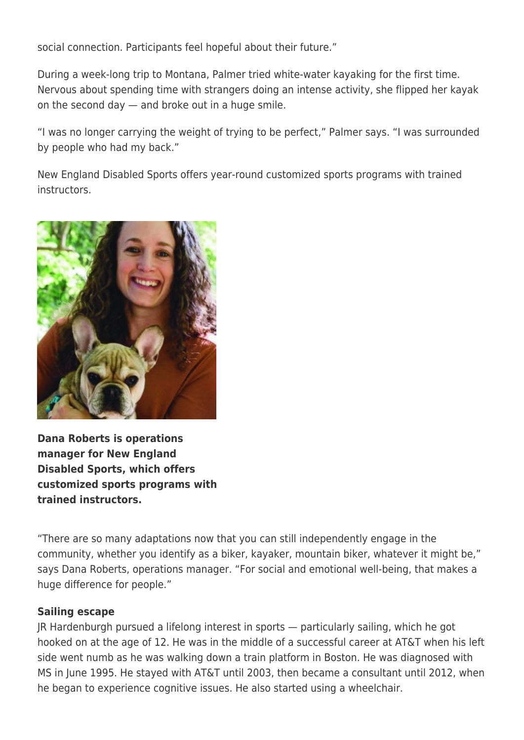social connection. Participants feel hopeful about their future."

During a week-long trip to Montana, Palmer tried white-water kayaking for the first time. Nervous about spending time with strangers doing an intense activity, she flipped her kayak on the second day — and broke out in a huge smile.

"I was no longer carrying the weight of trying to be perfect," Palmer says. "I was surrounded by people who had my back."

New England Disabled Sports offers year-round customized sports programs with trained instructors.

**Dana Roberts is operations manager for New England Disabled Sports, which offers customized sports programs with trained instructors.**

"There are so many adaptations now that you can still independently engage in the community, whether you identify as a biker, kayaker, mountain biker, whatever it might be," says Dana Roberts, operations manager. "For social and emotional well-being, that makes a huge difference for people."

**Sailing escape**

JR Hardenburgh pursued a lifelong interest in sports — particularly sailing, which he got hooked on at the age of 12. He was in the middle of a successful career at AT&T when his left side went numb as he was walking down a train platform in Boston. He was diagnosed with MS in June 1995. He stayed with AT&T until 2003, then became a consultant until 2012, when he began to experience cognitive issues. He also started using a wheelchair.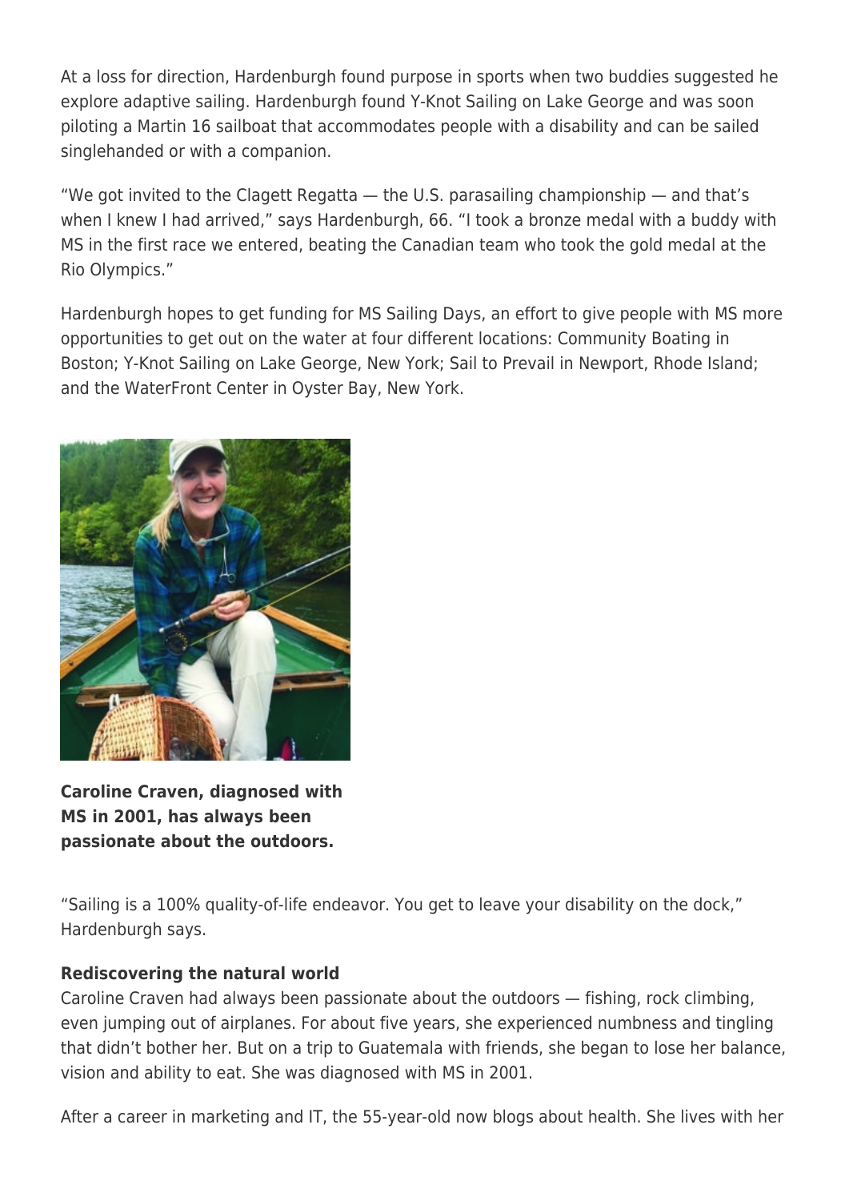At a loss for direction, Hardenburgh found purpose in sports when two buddies suggested he explore adaptive sailing. Hardenburgh found Y-Knot Sailing on Lake George and was soon piloting a Martin 16 sailboat that accommodates people with a disability and can be sailed singlehanded or with a companion.

"We got invited to the Clagett Regatta — the U.S. parasailing championship — and that's when I knew I had arrived," says Hardenburgh, 66. "I took a bronze medal with a buddy with MS in the first race we entered, beating the Canadian team who took the gold medal at the Rio Olympics."

Hardenburgh hopes to get funding for MS Sailing Days, an effort to give people with MS more opportunities to get out on the water at four different locations: Community Boating in Boston; Y-Knot Sailing on Lake George, New York; Sail to Prevail in Newport, Rhode Island; and the WaterFront Center in Oyster Bay, New York.

**Caroline Craven, diagnosed with MS in 2001, has always been passionate about the outdoors.**

"Sailing is a 100% quality-of-life endeavor. You get to leave your disability on the dock," Hardenburgh says.

**Rediscovering the natural world**

Caroline Craven had always been passionate about the outdoors — fishing, rock climbing, even jumping out of airplanes. For about five years, she experienced numbness and tingling that didn't bother her. But on a trip to Guatemala with friends, she began to lose her balance, vision and ability to eat. She was diagnosed with MS in 2001.

After a career in marketing and IT, the 55-year-old now blogs about health. She lives with her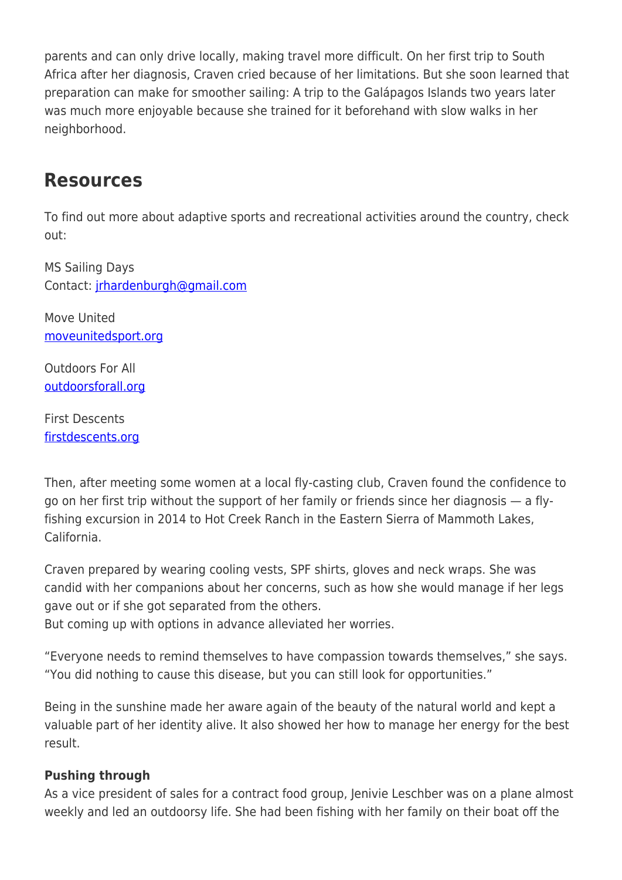parents and can only drive locally, making travel more difficult. On her first trip to South Africa after her diagnosis, Craven cried because of her limitations. But she soon learned that preparation can make for smoother sailing: A trip to the Galápagos Islands two years later was much more enjoyable because she trained for it beforehand with slow walks in her neighborhood.

## Resources

To find out more about adaptive sports and recreational activities around the country, check out:

MS Sailing Days
Contact: jrhardenburgh@gmail.com

Move United
moveunitedsport.org

Outdoors For All
outdoorsforall.org

First Descents
firstdescents.org

Then, after meeting some women at a local fly-casting club, Craven found the confidence to go on her first trip without the support of her family or friends since her diagnosis — a fly-fishing excursion in 2014 to Hot Creek Ranch in the Eastern Sierra of Mammoth Lakes, California.

Craven prepared by wearing cooling vests, SPF shirts, gloves and neck wraps. She was candid with her companions about her concerns, such as how she would manage if her legs gave out or if she got separated from the others.
But coming up with options in advance alleviated her worries.

"Everyone needs to remind themselves to have compassion towards themselves," she says. "You did nothing to cause this disease, but you can still look for opportunities."

Being in the sunshine made her aware again of the beauty of the natural world and kept a valuable part of her identity alive. It also showed her how to manage her energy for the best result.

**Pushing through**
As a vice president of sales for a contract food group, Jenivie Leschber was on a plane almost weekly and led an outdoorsy life. She had been fishing with her family on their boat off the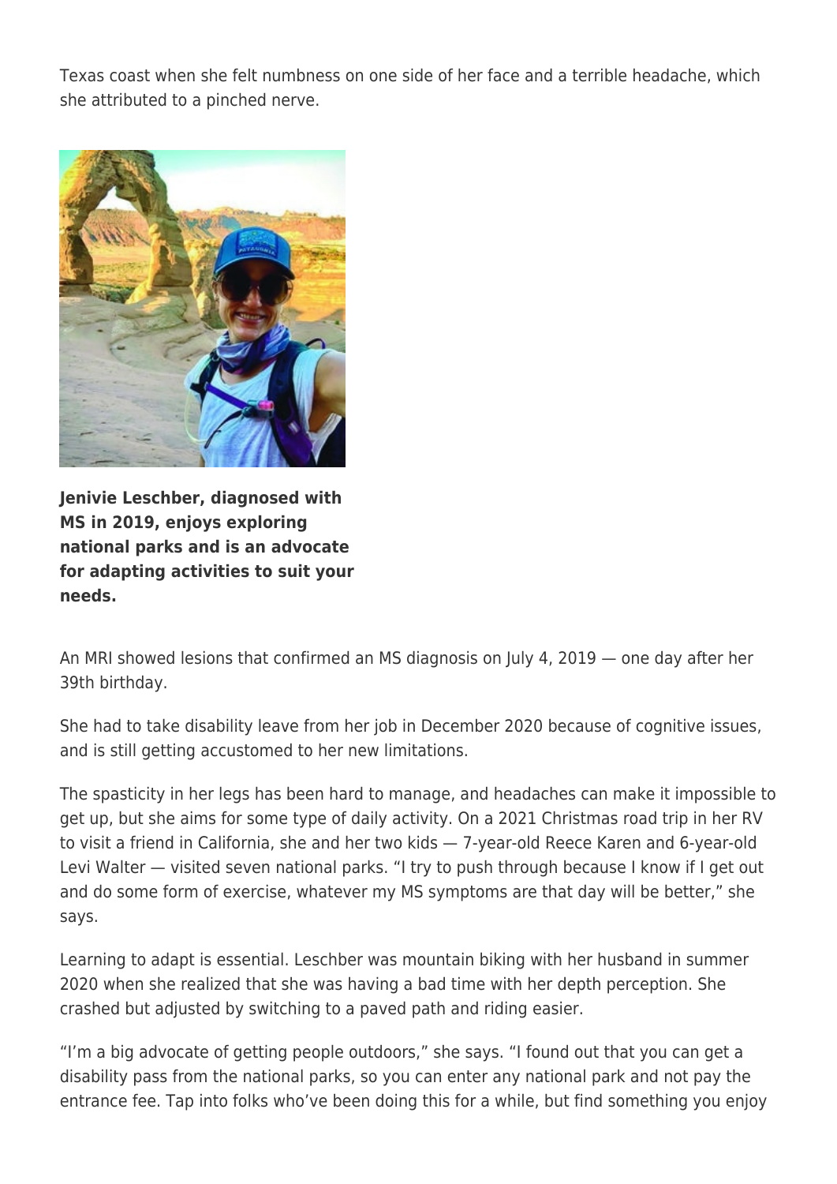Texas coast when she felt numbness on one side of her face and a terrible headache, which she attributed to a pinched nerve.

**Jenivie Leschber, diagnosed with MS in 2019, enjoys exploring national parks and is an advocate for adapting activities to suit your needs.**

An MRI showed lesions that confirmed an MS diagnosis on July 4, 2019 — one day after her 39th birthday.

She had to take disability leave from her job in December 2020 because of cognitive issues, and is still getting accustomed to her new limitations.

The spasticity in her legs has been hard to manage, and headaches can make it impossible to get up, but she aims for some type of daily activity. On a 2021 Christmas road trip in her RV to visit a friend in California, she and her two kids — 7-year-old Reece Karen and 6-year-old Levi Walter — visited seven national parks. "I try to push through because I know if I get out and do some form of exercise, whatever my MS symptoms are that day will be better," she says.

Learning to adapt is essential. Leschber was mountain biking with her husband in summer 2020 when she realized that she was having a bad time with her depth perception. She crashed but adjusted by switching to a paved path and riding easier.

"I'm a big advocate of getting people outdoors," she says. "I found out that you can get a disability pass from the national parks, so you can enter any national park and not pay the entrance fee. Tap into folks who've been doing this for a while, but find something you enjoy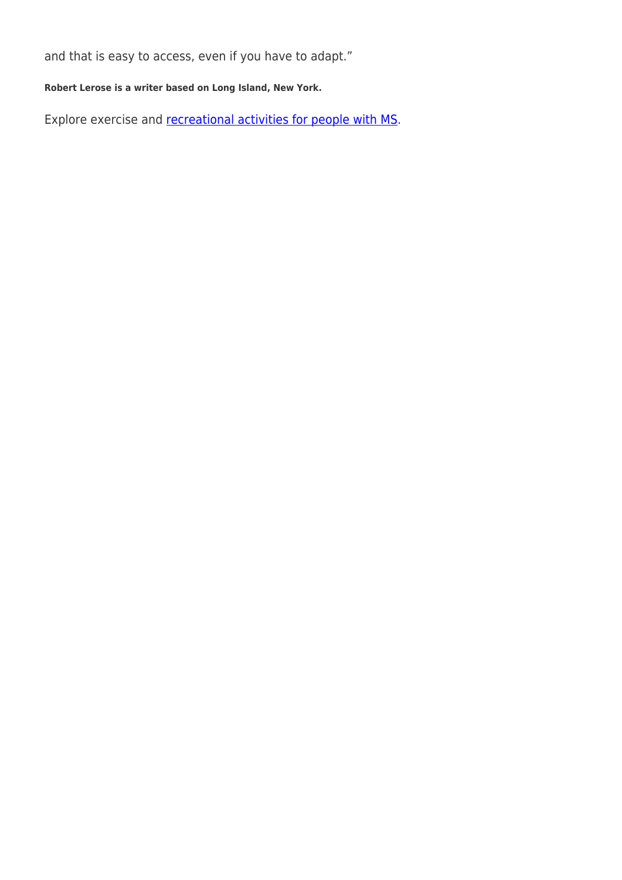and that is easy to access, even if you have to adapt."

**Robert Lerose is a writer based on Long Island, New York.**

Explore exercise and recreational activities for people with MS.